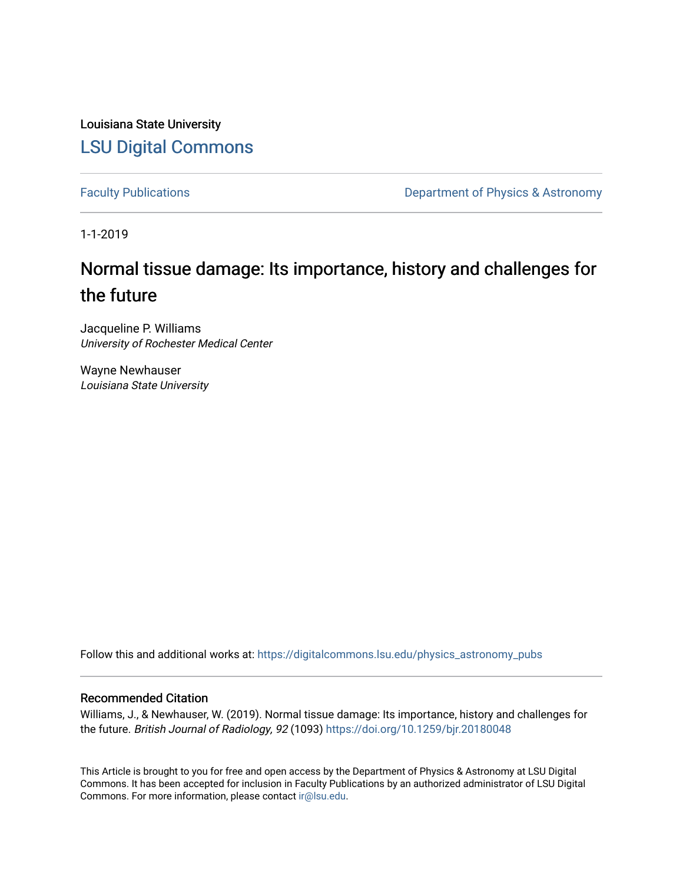Louisiana State University

# LSU Digital Commons

Faculty Publications | Department of Physics & Astronomy

1-1-2019

# Normal tissue damage: Its importance, history and challenges for the future

Jacqueline P. Williams
*University of Rochester Medical Center*

Wayne Newhauser
*Louisiana State University*

Follow this and additional works at: https://digitalcommons.lsu.edu/physics_astronomy_pubs

## Recommended Citation

Williams, J., & Newhauser, W. (2019). Normal tissue damage: Its importance, history and challenges for the future. *British Journal of Radiology, 92* (1093) https://doi.org/10.1259/bjr.20180048

This Article is brought to you for free and open access by the Department of Physics & Astronomy at LSU Digital Commons. It has been accepted for inclusion in Faculty Publications by an authorized administrator of LSU Digital Commons. For more information, please contact ir@lsu.edu.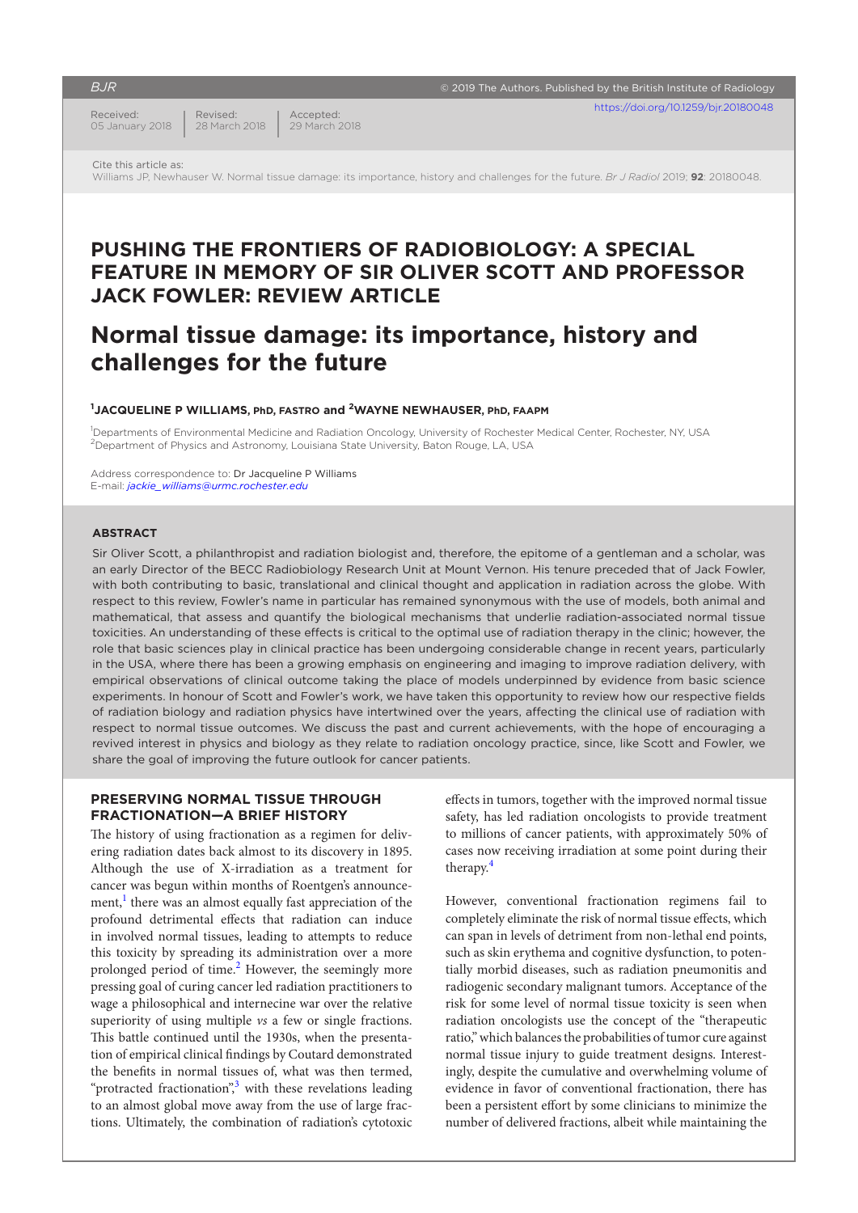# PUSHING THE FRONTIERS OF RADIOBIOLOGY: A SPECIAL FEATURE IN MEMORY OF SIR OLIVER SCOTT AND PROFESSOR JACK FOWLER: REVIEW ARTICLE

# Normal tissue damage: its importance, history and challenges for the future

[1]**JACQUELINE P WILLIAMS**, PhD, FASTRO and [2]**WAYNE NEWHAUSER**, PhD, FAAPM

[1]Departments of Environmental Medicine and Radiation Oncology, University of Rochester Medical Center, Rochester, NY, USA
[2]Department of Physics and Astronomy, Louisiana State University, Baton Rouge, LA, USA

Address correspondence to: Dr Jacqueline P Williams
E-mail: *jackie_williams@urmc.rochester.edu*

## ABSTRACT

Sir Oliver Scott, a philanthropist and radiation biologist and, therefore, the epitome of a gentleman and a scholar, was an early Director of the BECC Radiobiology Research Unit at Mount Vernon. His tenure preceded that of Jack Fowler, with both contributing to basic, translational and clinical thought and application in radiation across the globe. With respect to this review, Fowler's name in particular has remained synonymous with the use of models, both animal and mathematical, that assess and quantify the biological mechanisms that underlie radiation-associated normal tissue toxicities. An understanding of these effects is critical to the optimal use of radiation therapy in the clinic; however, the role that basic sciences play in clinical practice has been undergoing considerable change in recent years, particularly in the USA, where there has been a growing emphasis on engineering and imaging to improve radiation delivery, with empirical observations of clinical outcome taking the place of models underpinned by evidence from basic science experiments. In honour of Scott and Fowler's work, we have taken this opportunity to review how our respective fields of radiation biology and radiation physics have intertwined over the years, affecting the clinical use of radiation with respect to normal tissue outcomes. We discuss the past and current achievements, with the hope of encouraging a revived interest in physics and biology as they relate to radiation oncology practice, since, like Scott and Fowler, we share the goal of improving the future outlook for cancer patients.

## PRESERVING NORMAL TISSUE THROUGH FRACTIONATION—A BRIEF HISTORY

The history of using fractionation as a regimen for delivering radiation dates back almost to its discovery in 1895. Although the use of X-irradiation as a treatment for cancer was begun within months of Roentgen's announcement,[1] there was an almost equally fast appreciation of the profound detrimental effects that radiation can induce in involved normal tissues, leading to attempts to reduce this toxicity by spreading its administration over a more prolonged period of time.[2] However, the seemingly more pressing goal of curing cancer led radiation practitioners to wage a philosophical and internecine war over the relative superiority of using multiple *vs* a few or single fractions. This battle continued until the 1930s, when the presentation of empirical clinical findings by Coutard demonstrated the benefits in normal tissues of, what was then termed, "protracted fractionation",[3] with these revelations leading to an almost global move away from the use of large fractions. Ultimately, the combination of radiation's cytotoxic effects in tumors, together with the improved normal tissue safety, has led radiation oncologists to provide treatment to millions of cancer patients, with approximately 50% of cases now receiving irradiation at some point during their therapy.[4]

However, conventional fractionation regimens fail to completely eliminate the risk of normal tissue effects, which can span in levels of detriment from non-lethal end points, such as skin erythema and cognitive dysfunction, to potentially morbid diseases, such as radiation pneumonitis and radiogenic secondary malignant tumors. Acceptance of the risk for some level of normal tissue toxicity is seen when radiation oncologists use the concept of the "therapeutic ratio," which balances the probabilities of tumor cure against normal tissue injury to guide treatment designs. Interestingly, despite the cumulative and overwhelming volume of evidence in favor of conventional fractionation, there has been a persistent effort by some clinicians to minimize the number of delivered fractions, albeit while maintaining the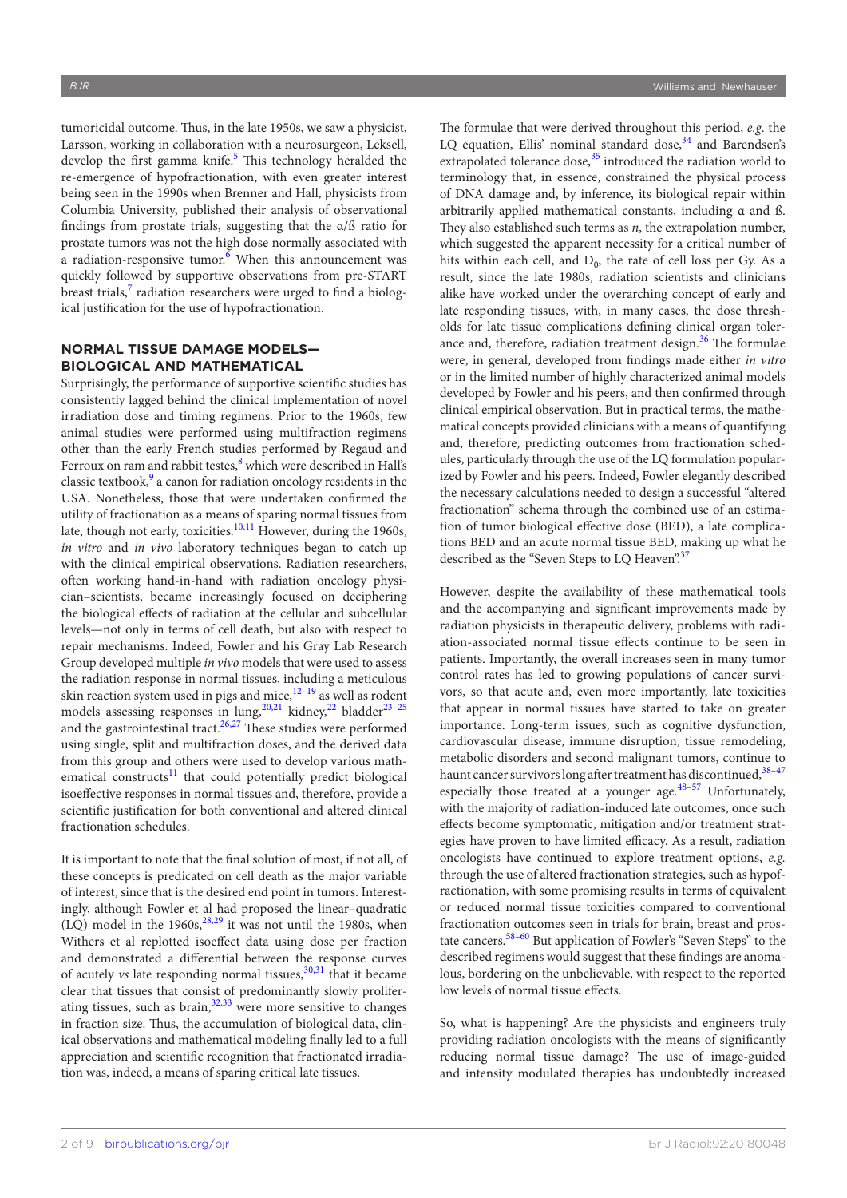tumoricidal outcome. Thus, in the late 1950s, we saw a physicist, Larsson, working in collaboration with a neurosurgeon, Leksell, develop the first gamma knife.[5] This technology heralded the re-emergence of hypofractionation, with even greater interest being seen in the 1990s when Brenner and Hall, physicists from Columbia University, published their analysis of observational findings from prostate trials, suggesting that the α/ß ratio for prostate tumors was not the high dose normally associated with a radiation-responsive tumor.[6] When this announcement was quickly followed by supportive observations from pre-START breast trials,[7] radiation researchers were urged to find a biological justification for the use of hypofractionation.

## NORMAL TISSUE DAMAGE MODELS—BIOLOGICAL AND MATHEMATICAL

Surprisingly, the performance of supportive scientific studies has consistently lagged behind the clinical implementation of novel irradiation dose and timing regimens. Prior to the 1960s, few animal studies were performed using multifraction regimens other than the early French studies performed by Regaud and Ferroux on ram and rabbit testes,[8] which were described in Hall's classic textbook,[9] a canon for radiation oncology residents in the USA. Nonetheless, those that were undertaken confirmed the utility of fractionation as a means of sparing normal tissues from late, though not early, toxicities.[10,11] However, during the 1960s, *in vitro* and *in vivo* laboratory techniques began to catch up with the clinical empirical observations. Radiation researchers, often working hand-in-hand with radiation oncology physician–scientists, became increasingly focused on deciphering the biological effects of radiation at the cellular and subcellular levels—not only in terms of cell death, but also with respect to repair mechanisms. Indeed, Fowler and his Gray Lab Research Group developed multiple *in vivo* models that were used to assess the radiation response in normal tissues, including a meticulous skin reaction system used in pigs and mice,[12–19] as well as rodent models assessing responses in lung,[20,21] kidney,[22] bladder[23–25] and the gastrointestinal tract.[26,27] These studies were performed using single, split and multifraction doses, and the derived data from this group and others were used to develop various mathematical constructs[11] that could potentially predict biological isoeffective responses in normal tissues and, therefore, provide a scientific justification for both conventional and altered clinical fractionation schedules.

It is important to note that the final solution of most, if not all, of these concepts is predicated on cell death as the major variable of interest, since that is the desired end point in tumors. Interestingly, although Fowler et al had proposed the linear–quadratic (LQ) model in the 1960s,[28,29] it was not until the 1980s, when Withers et al replotted isoeffect data using dose per fraction and demonstrated a differential between the response curves of acutely *vs* late responding normal tissues,[30,31] that it became clear that tissues that consist of predominantly slowly proliferating tissues, such as brain,[32,33] were more sensitive to changes in fraction size. Thus, the accumulation of biological data, clinical observations and mathematical modeling finally led to a full appreciation and scientific recognition that fractionated irradiation was, indeed, a means of sparing critical late tissues.

The formulae that were derived throughout this period, *e.g.* the LQ equation, Ellis' nominal standard dose,[34] and Barendsen's extrapolated tolerance dose,[35] introduced the radiation world to terminology that, in essence, constrained the physical process of DNA damage and, by inference, its biological repair within arbitrarily applied mathematical constants, including α and ß. They also established such terms as $n$, the extrapolation number, which suggested the apparent necessity for a critical number of hits within each cell, and $D_0$, the rate of cell loss per Gy. As a result, since the late 1980s, radiation scientists and clinicians alike have worked under the overarching concept of early and late responding tissues, with, in many cases, the dose thresholds for late tissue complications defining clinical organ tolerance and, therefore, radiation treatment design.[36] The formulae were, in general, developed from findings made either *in vitro* or in the limited number of highly characterized animal models developed by Fowler and his peers, and then confirmed through clinical empirical observation. But in practical terms, the mathematical concepts provided clinicians with a means of quantifying and, therefore, predicting outcomes from fractionation schedules, particularly through the use of the LQ formulation popularized by Fowler and his peers. Indeed, Fowler elegantly described the necessary calculations needed to design a successful "altered fractionation" schema through the combined use of an estimation of tumor biological effective dose (BED), a late complications BED and an acute normal tissue BED, making up what he described as the "Seven Steps to LQ Heaven".[37]

However, despite the availability of these mathematical tools and the accompanying and significant improvements made by radiation physicists in therapeutic delivery, problems with radiation-associated normal tissue effects continue to be seen in patients. Importantly, the overall increases seen in many tumor control rates has led to growing populations of cancer survivors, so that acute and, even more importantly, late toxicities that appear in normal tissues have started to take on greater importance. Long-term issues, such as cognitive dysfunction, cardiovascular disease, immune disruption, tissue remodeling, metabolic disorders and second malignant tumors, continue to haunt cancer survivors long after treatment has discontinued,[38–47] especially those treated at a younger age.[48–57] Unfortunately, with the majority of radiation-induced late outcomes, once such effects become symptomatic, mitigation and/or treatment strategies have proven to have limited efficacy. As a result, radiation oncologists have continued to explore treatment options, *e.g.* through the use of altered fractionation strategies, such as hypofractionation, with some promising results in terms of equivalent or reduced normal tissue toxicities compared to conventional fractionation outcomes seen in trials for brain, breast and prostate cancers.[58–60] But application of Fowler's "Seven Steps" to the described regimens would suggest that these findings are anomalous, bordering on the unbelievable, with respect to the reported low levels of normal tissue effects.

So, what is happening? Are the physicists and engineers truly providing radiation oncologists with the means of significantly reducing normal tissue damage? The use of image-guided and intensity modulated therapies has undoubtedly increased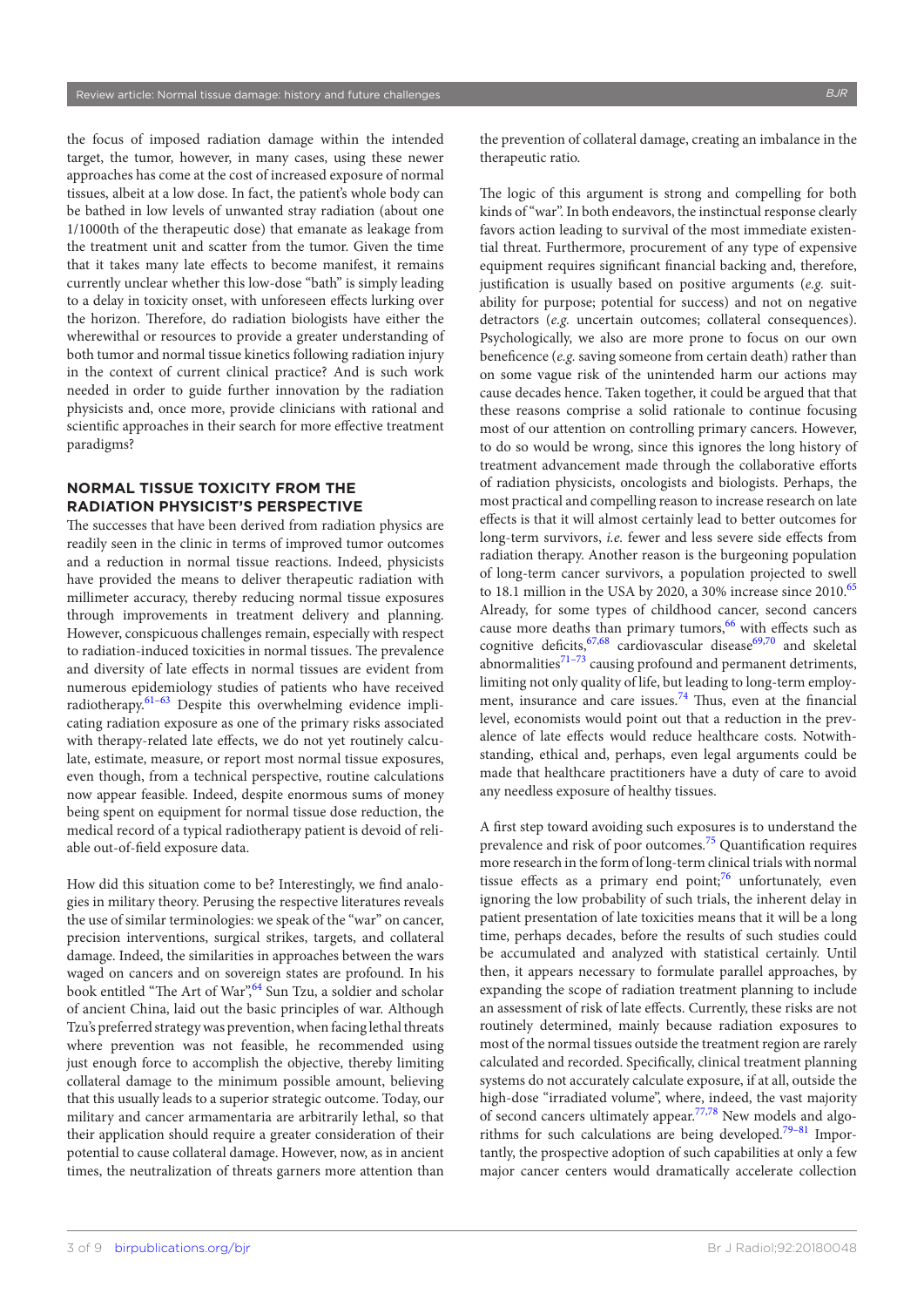the focus of imposed radiation damage within the intended target, the tumor, however, in many cases, using these newer approaches has come at the cost of increased exposure of normal tissues, albeit at a low dose. In fact, the patient's whole body can be bathed in low levels of unwanted stray radiation (about one 1/1000th of the therapeutic dose) that emanate as leakage from the treatment unit and scatter from the tumor. Given the time that it takes many late effects to become manifest, it remains currently unclear whether this low-dose "bath" is simply leading to a delay in toxicity onset, with unforeseen effects lurking over the horizon. Therefore, do radiation biologists have either the wherewithal or resources to provide a greater understanding of both tumor and normal tissue kinetics following radiation injury in the context of current clinical practice? And is such work needed in order to guide further innovation by the radiation physicists and, once more, provide clinicians with rational and scientific approaches in their search for more effective treatment paradigms?

## NORMAL TISSUE TOXICITY FROM THE RADIATION PHYSICIST'S PERSPECTIVE

The successes that have been derived from radiation physics are readily seen in the clinic in terms of improved tumor outcomes and a reduction in normal tissue reactions. Indeed, physicists have provided the means to deliver therapeutic radiation with millimeter accuracy, thereby reducing normal tissue exposures through improvements in treatment delivery and planning. However, conspicuous challenges remain, especially with respect to radiation-induced toxicities in normal tissues. The prevalence and diversity of late effects in normal tissues are evident from numerous epidemiology studies of patients who have received radiotherapy.[61–63] Despite this overwhelming evidence implicating radiation exposure as one of the primary risks associated with therapy-related late effects, we do not yet routinely calculate, estimate, measure, or report most normal tissue exposures, even though, from a technical perspective, routine calculations now appear feasible. Indeed, despite enormous sums of money being spent on equipment for normal tissue dose reduction, the medical record of a typical radiotherapy patient is devoid of reliable out-of-field exposure data.

How did this situation come to be? Interestingly, we find analogies in military theory. Perusing the respective literatures reveals the use of similar terminologies: we speak of the "war" on cancer, precision interventions, surgical strikes, targets, and collateral damage. Indeed, the similarities in approaches between the wars waged on cancers and on sovereign states are profound. In his book entitled "The Art of War",[64] Sun Tzu, a soldier and scholar of ancient China, laid out the basic principles of war. Although Tzu's preferred strategy was prevention, when facing lethal threats where prevention was not feasible, he recommended using just enough force to accomplish the objective, thereby limiting collateral damage to the minimum possible amount, believing that this usually leads to a superior strategic outcome. Today, our military and cancer armamentaria are arbitrarily lethal, so that their application should require a greater consideration of their potential to cause collateral damage. However, now, as in ancient times, the neutralization of threats garners more attention than the prevention of collateral damage, creating an imbalance in the therapeutic ratio.

The logic of this argument is strong and compelling for both kinds of "war". In both endeavors, the instinctual response clearly favors action leading to survival of the most immediate existential threat. Furthermore, procurement of any type of expensive equipment requires significant financial backing and, therefore, justification is usually based on positive arguments (*e.g.* suitability for purpose; potential for success) and not on negative detractors (*e.g.* uncertain outcomes; collateral consequences). Psychologically, we also are more prone to focus on our own beneficence (*e.g.* saving someone from certain death) rather than on some vague risk of the unintended harm our actions may cause decades hence. Taken together, it could be argued that these reasons comprise a solid rationale to continue focusing most of our attention on controlling primary cancers. However, to do so would be wrong, since this ignores the long history of treatment advancement made through the collaborative efforts of radiation physicists, oncologists and biologists. Perhaps, the most practical and compelling reason to increase research on late effects is that it will almost certainly lead to better outcomes for long-term survivors, *i.e.* fewer and less severe side effects from radiation therapy. Another reason is the burgeoning population of long-term cancer survivors, a population projected to swell to 18.1 million in the USA by 2020, a 30% increase since 2010.[65] Already, for some types of childhood cancer, second cancers cause more deaths than primary tumors,[66] with effects such as cognitive deficits,[67,68] cardiovascular disease[69,70] and skeletal abnormalities[71–73] causing profound and permanent detriments, limiting not only quality of life, but leading to long-term employment, insurance and care issues.[74] Thus, even at the financial level, economists would point out that a reduction in the prevalence of late effects would reduce healthcare costs. Notwithstanding, ethical and, perhaps, even legal arguments could be made that healthcare practitioners have a duty of care to avoid any needless exposure of healthy tissues.

A first step toward avoiding such exposures is to understand the prevalence and risk of poor outcomes.[75] Quantification requires more research in the form of long-term clinical trials with normal tissue effects as a primary end point;[76] unfortunately, even ignoring the low probability of such trials, the inherent delay in patient presentation of late toxicities means that it will be a long time, perhaps decades, before the results of such studies could be accumulated and analyzed with statistical certainty. Until then, it appears necessary to formulate parallel approaches, by expanding the scope of radiation treatment planning to include an assessment of risk of late effects. Currently, these risks are not routinely determined, mainly because radiation exposures to most of the normal tissues outside the treatment region are rarely calculated and recorded. Specifically, clinical treatment planning systems do not accurately calculate exposure, if at all, outside the high-dose "irradiated volume", where, indeed, the vast majority of second cancers ultimately appear.[77,78] New models and algorithms for such calculations are being developed.[79–81] Importantly, the prospective adoption of such capabilities at only a few major cancer centers would dramatically accelerate collection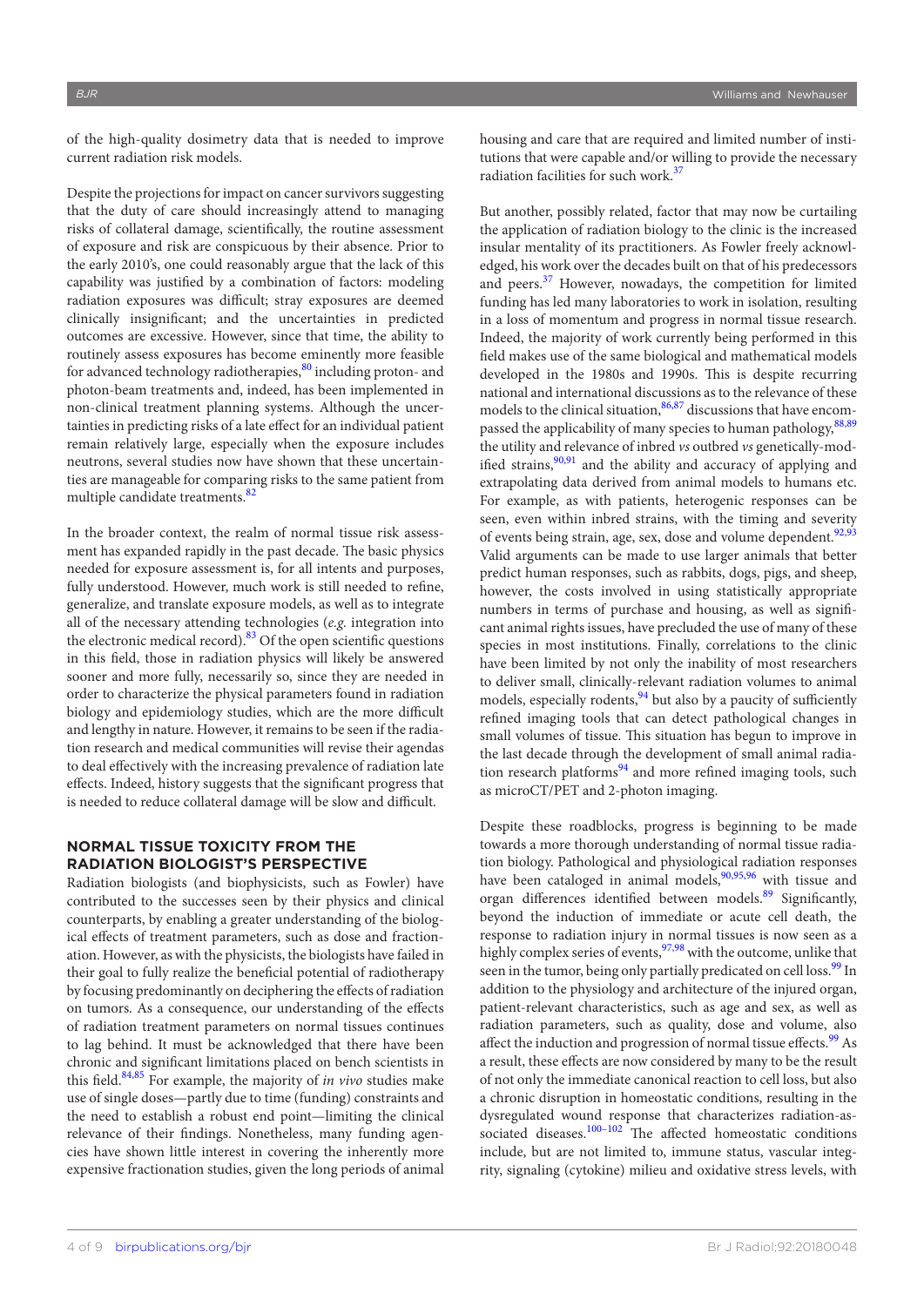of the high-quality dosimetry data that is needed to improve current radiation risk models.

Despite the projections for impact on cancer survivors suggesting that the duty of care should increasingly attend to managing risks of collateral damage, scientifically, the routine assessment of exposure and risk are conspicuous by their absence. Prior to the early 2010's, one could reasonably argue that the lack of this capability was justified by a combination of factors: modeling radiation exposures was difficult; stray exposures are deemed clinically insignificant; and the uncertainties in predicted outcomes are excessive. However, since that time, the ability to routinely assess exposures has become eminently more feasible for advanced technology radiotherapies,[80] including proton- and photon-beam treatments and, indeed, has been implemented in non-clinical treatment planning systems. Although the uncertainties in predicting risks of a late effect for an individual patient remain relatively large, especially when the exposure includes neutrons, several studies now have shown that these uncertainties are manageable for comparing risks to the same patient from multiple candidate treatments.[82]

In the broader context, the realm of normal tissue risk assessment has expanded rapidly in the past decade. The basic physics needed for exposure assessment is, for all intents and purposes, fully understood. However, much work is still needed to refine, generalize, and translate exposure models, as well as to integrate all of the necessary attending technologies (*e.g.* integration into the electronic medical record).[83] Of the open scientific questions in this field, those in radiation physics will likely be answered sooner and more fully, necessarily so, since they are needed in order to characterize the physical parameters found in radiation biology and epidemiology studies, which are the more difficult and lengthy in nature. However, it remains to be seen if the radiation research and medical communities will revise their agendas to deal effectively with the increasing prevalence of radiation late effects. Indeed, history suggests that the significant progress that is needed to reduce collateral damage will be slow and difficult.

## NORMAL TISSUE TOXICITY FROM THE RADIATION BIOLOGIST'S PERSPECTIVE

Radiation biologists (and biophysicists, such as Fowler) have contributed to the successes seen by their physics and clinical counterparts, by enabling a greater understanding of the biological effects of treatment parameters, such as dose and fractionation. However, as with the physicists, the biologists have failed in their goal to fully realize the beneficial potential of radiotherapy by focusing predominantly on deciphering the effects of radiation on tumors. As a consequence, our understanding of the effects of radiation treatment parameters on normal tissues continues to lag behind. It must be acknowledged that there have been chronic and significant limitations placed on bench scientists in this field.[84,85] For example, the majority of *in vivo* studies make use of single doses—partly due to time (funding) constraints and the need to establish a robust end point—limiting the clinical relevance of their findings. Nonetheless, many funding agencies have shown little interest in covering the inherently more expensive fractionation studies, given the long periods of animal housing and care that are required and limited number of institutions that were capable and/or willing to provide the necessary radiation facilities for such work.[37]

But another, possibly related, factor that may now be curtailing the application of radiation biology to the clinic is the increased insular mentality of its practitioners. As Fowler freely acknowledged, his work over the decades built on that of his predecessors and peers.[37] However, nowadays, the competition for limited funding has led many laboratories to work in isolation, resulting in a loss of momentum and progress in normal tissue research. Indeed, the majority of work currently being performed in this field makes use of the same biological and mathematical models developed in the 1980s and 1990s. This is despite recurring national and international discussions as to the relevance of these models to the clinical situation,[86,87] discussions that have encompassed the applicability of many species to human pathology,[88,89] the utility and relevance of inbred *vs* outbred *vs* genetically-modified strains,[90,91] and the ability and accuracy of applying and extrapolating data derived from animal models to humans etc. For example, as with patients, heterogenic responses can be seen, even within inbred strains, with the timing and severity of events being strain, age, sex, dose and volume dependent.[92,93] Valid arguments can be made to use larger animals that better predict human responses, such as rabbits, dogs, pigs, and sheep, however, the costs involved in using statistically appropriate numbers in terms of purchase and housing, as well as significant animal rights issues, have precluded the use of many of these species in most institutions. Finally, correlations to the clinic have been limited by not only the inability of most researchers to deliver small, clinically-relevant radiation volumes to animal models, especially rodents,[94] but also by a paucity of sufficiently refined imaging tools that can detect pathological changes in small volumes of tissue. This situation has begun to improve in the last decade through the development of small animal radiation research platforms[94] and more refined imaging tools, such as microCT/PET and 2-photon imaging.

Despite these roadblocks, progress is beginning to be made towards a more thorough understanding of normal tissue radiation biology. Pathological and physiological radiation responses have been cataloged in animal models,[90,95,96] with tissue and organ differences identified between models.[89] Significantly, beyond the induction of immediate or acute cell death, the response to radiation injury in normal tissues is now seen as a highly complex series of events,[97,98] with the outcome, unlike that seen in the tumor, being only partially predicated on cell loss.[99] In addition to the physiology and architecture of the injured organ, patient-relevant characteristics, such as age and sex, as well as radiation parameters, such as quality, dose and volume, also affect the induction and progression of normal tissue effects.[99] As a result, these effects are now considered by many to be the result of not only the immediate canonical reaction to cell loss, but also a chronic disruption in homeostatic conditions, resulting in the dysregulated wound response that characterizes radiation-associated diseases.[100–102] The affected homeostatic conditions include, but are not limited to, immune status, vascular integrity, signaling (cytokine) milieu and oxidative stress levels, with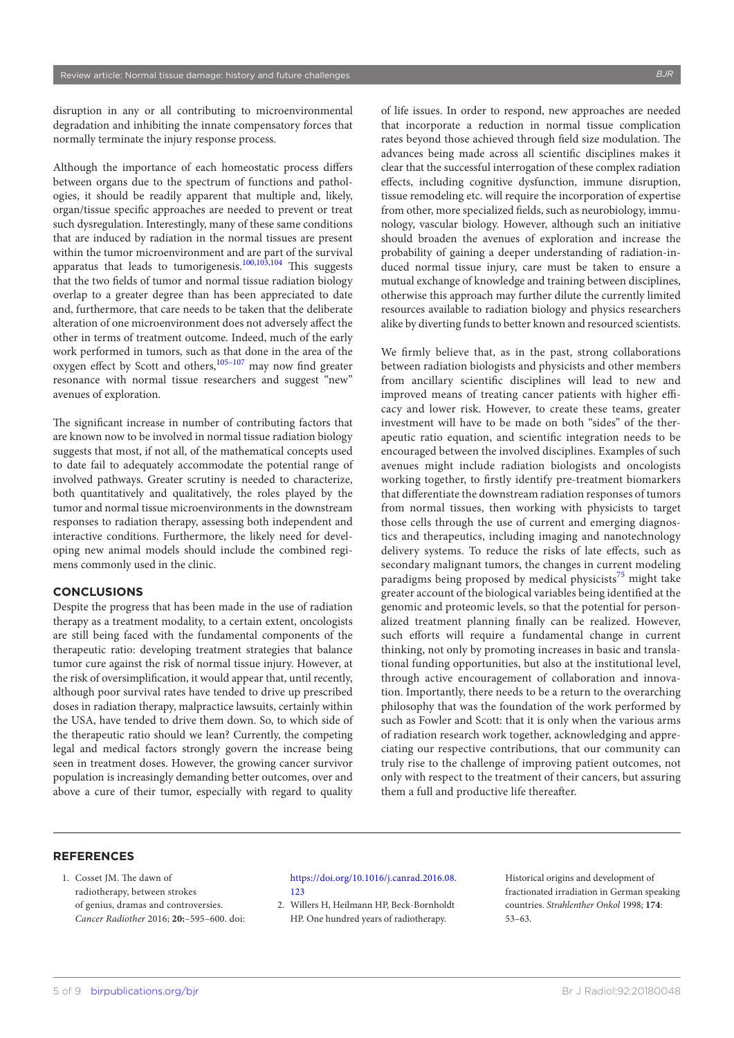disruption in any or all contributing to microenvironmental degradation and inhibiting the innate compensatory forces that normally terminate the injury response process.

Although the importance of each homeostatic process differs between organs due to the spectrum of functions and pathologies, it should be readily apparent that multiple and, likely, organ/tissue specific approaches are needed to prevent or treat such dysregulation. Interestingly, many of these same conditions that are induced by radiation in the normal tissues are present within the tumor microenvironment and are part of the survival apparatus that leads to tumorigenesis.[100,103,104] This suggests that the two fields of tumor and normal tissue radiation biology overlap to a greater degree than has been appreciated to date and, furthermore, that care needs to be taken that the deliberate alteration of one microenvironment does not adversely affect the other in terms of treatment outcome. Indeed, much of the early work performed in tumors, such as that done in the area of the oxygen effect by Scott and others,[105–107] may now find greater resonance with normal tissue researchers and suggest "new" avenues of exploration.

The significant increase in number of contributing factors that are known now to be involved in normal tissue radiation biology suggests that most, if not all, of the mathematical concepts used to date fail to adequately accommodate the potential range of involved pathways. Greater scrutiny is needed to characterize, both quantitatively and qualitatively, the roles played by the tumor and normal tissue microenvironments in the downstream responses to radiation therapy, assessing both independent and interactive conditions. Furthermore, the likely need for developing new animal models should include the combined regimens commonly used in the clinic.

## CONCLUSIONS

Despite the progress that has been made in the use of radiation therapy as a treatment modality, to a certain extent, oncologists are still being faced with the fundamental components of the therapeutic ratio: developing treatment strategies that balance tumor cure against the risk of normal tissue injury. However, at the risk of oversimplification, it would appear that, until recently, although poor survival rates have tended to drive up prescribed doses in radiation therapy, malpractice lawsuits, certainly within the USA, have tended to drive them down. So, to which side of the therapeutic ratio should we lean? Currently, the competing legal and medical factors strongly govern the increase being seen in treatment doses. However, the growing cancer survivor population is increasingly demanding better outcomes, over and above a cure of their tumor, especially with regard to quality of life issues. In order to respond, new approaches are needed that incorporate a reduction in normal tissue complication rates beyond those achieved through field size modulation. The advances being made across all scientific disciplines makes it clear that the successful interrogation of these complex radiation effects, including cognitive dysfunction, immune disruption, tissue remodeling etc. will require the incorporation of expertise from other, more specialized fields, such as neurobiology, immunology, vascular biology. However, although such an initiative should broaden the avenues of exploration and increase the probability of gaining a deeper understanding of radiation-induced normal tissue injury, care must be taken to ensure a mutual exchange of knowledge and training between disciplines, otherwise this approach may further dilute the currently limited resources available to radiation biology and physics researchers alike by diverting funds to better known and resourced scientists.

We firmly believe that, as in the past, strong collaborations between radiation biologists and physicists and other members from ancillary scientific disciplines will lead to new and improved means of treating cancer patients with higher efficacy and lower risk. However, to create these teams, greater investment will have to be made on both "sides" of the therapeutic ratio equation, and scientific integration needs to be encouraged between the involved disciplines. Examples of such avenues might include radiation biologists and oncologists working together, to firstly identify pre-treatment biomarkers that differentiate the downstream radiation responses of tumors from normal tissues, then working with physicists to target those cells through the use of current and emerging diagnostics and therapeutics, including imaging and nanotechnology delivery systems. To reduce the risks of late effects, such as secondary malignant tumors, the changes in current modeling paradigms being proposed by medical physicists[75] might take greater account of the biological variables being identified at the genomic and proteomic levels, so that the potential for personalized treatment planning finally can be realized. However, such efforts will require a fundamental change in current thinking, not only by promoting increases in basic and translational funding opportunities, but also at the institutional level, through active encouragement of collaboration and innovation. Importantly, there needs to be a return to the overarching philosophy that was the foundation of the work performed by such as Fowler and Scott: that it is only when the various arms of radiation research work together, acknowledging and appreciating our respective contributions, that our community can truly rise to the challenge of improving patient outcomes, not only with respect to the treatment of their cancers, but assuring them a full and productive life thereafter.

## REFERENCES

1. Cosset JM. The dawn of radiotherapy, between strokes of genius, dramas and controversies. *Cancer Radiother* 2016; **20:**–595–600. doi: https://doi.org/10.1016/j.canrad.2016.08.123
2. Willers H, Heilmann HP, Beck-Bornholdt HP. One hundred years of radiotherapy. Historical origins and development of fractionated irradiation in German speaking countries. *Strahlenther Onkol* 1998; **174**: 53–63.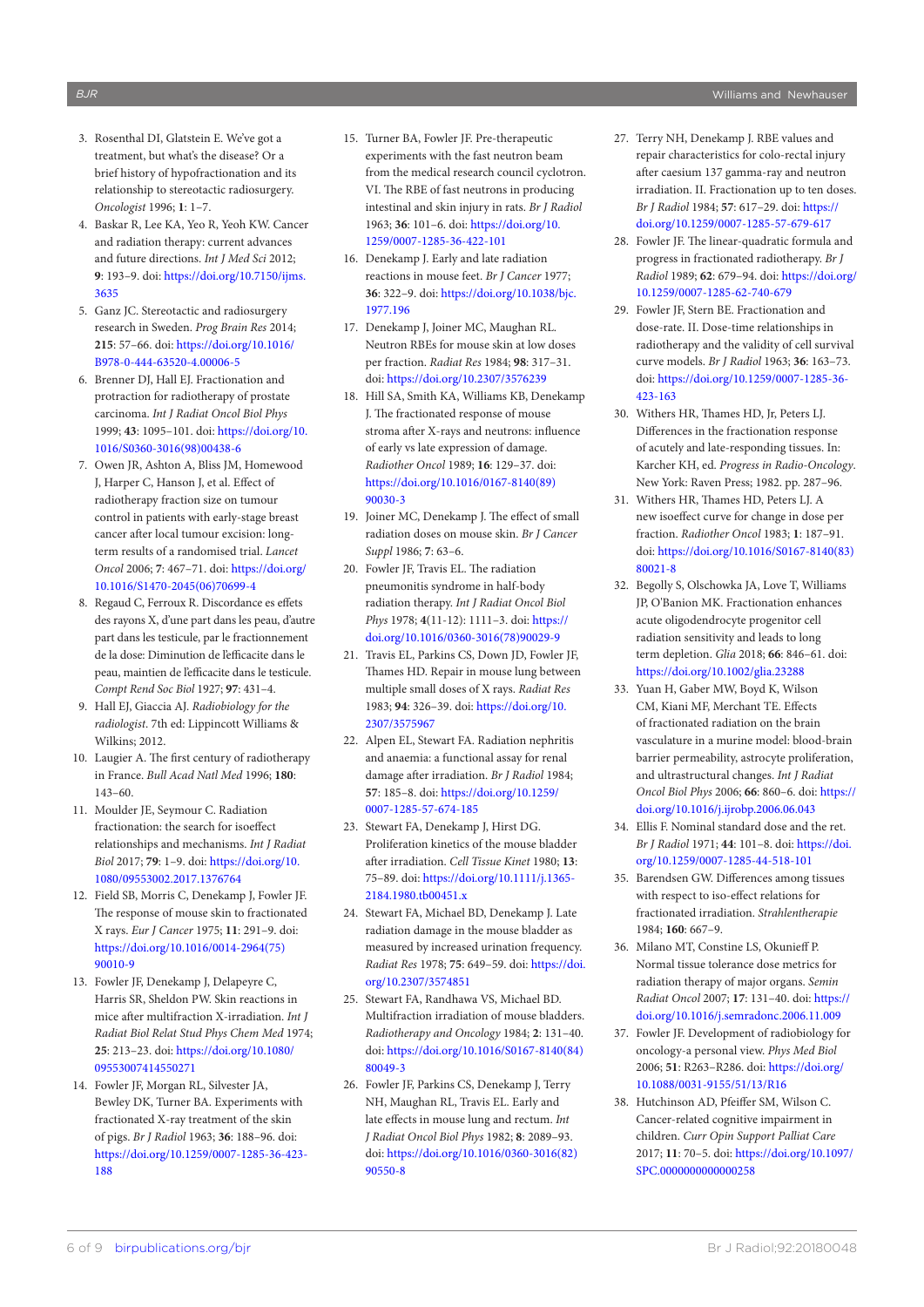3. Rosenthal DI, Glatstein E. We've got a treatment, but what's the disease? Or a brief history of hypofractionation and its relationship to stereotactic radiosurgery. *Oncologist* 1996; **1**: 1–7.
4. Baskar R, Lee KA, Yeo R, Yeoh KW. Cancer and radiation therapy: current advances and future directions. *Int J Med Sci* 2012; **9**: 193–9. doi: https://doi.org/10.7150/ijms.3635
5. Ganz JC. Stereotactic and radiosurgery research in Sweden. *Prog Brain Res* 2014; **215**: 57–66. doi: https://doi.org/10.1016/B978-0-444-63520-4.00006-5
6. Brenner DJ, Hall EJ. Fractionation and protraction for radiotherapy of prostate carcinoma. *Int J Radiat Oncol Biol Phys* 1999; **43**: 1095–101. doi: https://doi.org/10.1016/S0360-3016(98)00438-6
7. Owen JR, Ashton A, Bliss JM, Homewood J, Harper C, Hanson J, et al. Effect of radiotherapy fraction size on tumour control in patients with early-stage breast cancer after local tumour excision: long-term results of a randomised trial. *Lancet Oncol* 2006; **7**: 467–71. doi: https://doi.org/10.1016/S1470-2045(06)70699-4
8. Regaud C, Ferroux R. Discordance es effets des rayons X, d'une part dans les peau, d'autre part dans les testicule, par le fractionnement de la dose: Diminution de l'efficacite dans le peau, maintien de l'efficacite dans le testicule. *Compt Rend Soc Biol* 1927; **97**: 431–4.
9. Hall EJ, Giaccia AJ. *Radiobiology for the radiologist*. 7th ed: Lippincott Williams & Wilkins; 2012.
10. Laugier A. The first century of radiotherapy in France. *Bull Acad Natl Med* 1996; **180**: 143–60.
11. Moulder JE, Seymour C. Radiation fractionation: the search for isoeffect relationships and mechanisms. *Int J Radiat Biol* 2017; **79**: 1–9. doi: https://doi.org/10.1080/09553002.2017.1376764
12. Field SB, Morris C, Denekamp J, Fowler JF. The response of mouse skin to fractionated X rays. *Eur J Cancer* 1975; **11**: 291–9. doi: https://doi.org/10.1016/0014-2964(75)90010-9
13. Fowler JF, Denekamp J, Delapeyre C, Harris SR, Sheldon PW. Skin reactions in mice after multifraction X-irradiation. *Int J Radiat Biol Relat Stud Phys Chem Med* 1974; **25**: 213–23. doi: https://doi.org/10.1080/09553007414550271
14. Fowler JF, Morgan RL, Silvester JA, Bewley DK, Turner BA. Experiments with fractionated X-ray treatment of the skin of pigs. *Br J Radiol* 1963; **36**: 188–96. doi: https://doi.org/10.1259/0007-1285-36-423-188
15. Turner BA, Fowler JF. Pre-therapeutic experiments with the fast neutron beam from the medical research council cyclotron. VI. The RBE of fast neutrons in producing intestinal and skin injury in rats. *Br J Radiol* 1963; **36**: 101–6. doi: https://doi.org/10.1259/0007-1285-36-422-101
16. Denekamp J. Early and late radiation reactions in mouse feet. *Br J Cancer* 1977; **36**: 322–9. doi: https://doi.org/10.1038/bjc.1977.196
17. Denekamp J, Joiner MC, Maughan RL. Neutron RBEs for mouse skin at low doses per fraction. *Radiat Res* 1984; **98**: 317–31. doi: https://doi.org/10.2307/3576239
18. Hill SA, Smith KA, Williams KB, Denekamp J. The fractionated response of mouse stroma after X-rays and neutrons: influence of early vs late expression of damage. *Radiother Oncol* 1989; **16**: 129–37. doi: https://doi.org/10.1016/0167-8140(89)90030-3
19. Joiner MC, Denekamp J. The effect of small radiation doses on mouse skin. *Br J Cancer Suppl* 1986; **7**: 63–6.
20. Fowler JF, Travis EL. The radiation pneumonitis syndrome in half-body radiation therapy. *Int J Radiat Oncol Biol Phys* 1978; **4**(11-12): 1111–3. doi: https://doi.org/10.1016/0360-3016(78)90029-9
21. Travis EL, Parkins CS, Down JD, Fowler JF, Thames HD. Repair in mouse lung between multiple small doses of X rays. *Radiat Res* 1983; **94**: 326–39. doi: https://doi.org/10.2307/3575967
22. Alpen EL, Stewart FA. Radiation nephritis and anaemia: a functional assay for renal damage after irradiation. *Br J Radiol* 1984; **57**: 185–8. doi: https://doi.org/10.1259/0007-1285-57-674-185
23. Stewart FA, Denekamp J, Hirst DG. Proliferation kinetics of the mouse bladder after irradiation. *Cell Tissue Kinet* 1980; **13**: 75–89. doi: https://doi.org/10.1111/j.1365-2184.1980.tb00451.x
24. Stewart FA, Michael BD, Denekamp J. Late radiation damage in the mouse bladder as measured by increased urination frequency. *Radiat Res* 1978; **75**: 649–59. doi: https://doi.org/10.2307/3574851
25. Stewart FA, Randhawa VS, Michael BD. Multifraction irradiation of mouse bladders. *Radiotherapy and Oncology* 1984; **2**: 131–40. doi: https://doi.org/10.1016/S0167-8140(84)80049-3
26. Fowler JF, Parkins CS, Denekamp J, Terry NH, Maughan RL, Travis EL. Early and late effects in mouse lung and rectum. *Int J Radiat Oncol Biol Phys* 1982; **8**: 2089–93. doi: https://doi.org/10.1016/0360-3016(82)90550-8
27. Terry NH, Denekamp J. RBE values and repair characteristics for colo-rectal injury after caesium 137 gamma-ray and neutron irradiation. II. Fractionation up to ten doses. *Br J Radiol* 1984; **57**: 617–29. doi: https://doi.org/10.1259/0007-1285-57-679-617
28. Fowler JF. The linear-quadratic formula and progress in fractionated radiotherapy. *Br J Radiol* 1989; **62**: 679–94. doi: https://doi.org/10.1259/0007-1285-62-740-679
29. Fowler JF, Stern BE. Fractionation and dose-rate. II. Dose-time relationships in radiotherapy and the validity of cell survival curve models. *Br J Radiol* 1963; **36**: 163–73. doi: https://doi.org/10.1259/0007-1285-36-423-163
30. Withers HR, Thames HD, Jr, Peters LJ. Differences in the fractionation response of acutely and late-responding tissues. In: Karcher KH, ed. *Progress in Radio-Oncology*. New York: Raven Press; 1982. pp. 287–96.
31. Withers HR, Thames HD, Peters LJ. A new isoeffect curve for change in dose per fraction. *Radiother Oncol* 1983; **1**: 187–91. doi: https://doi.org/10.1016/S0167-8140(83)80021-8
32. Begolly S, Olschowka JA, Love T, Williams JP, O'Banion MK. Fractionation enhances acute oligodendrocyte progenitor cell radiation sensitivity and leads to long term depletion. *Glia* 2018; **66**: 846–61. doi: https://doi.org/10.1002/glia.23288
33. Yuan H, Gaber MW, Boyd K, Wilson CM, Kiani MF, Merchant TE. Effects of fractionated radiation on the brain vasculature in a murine model: blood-brain barrier permeability, astrocyte proliferation, and ultrastructural changes. *Int J Radiat Oncol Biol Phys* 2006; **66**: 860–6. doi: https://doi.org/10.1016/j.ijrobp.2006.06.043
34. Ellis F. Nominal standard dose and the ret. *Br J Radiol* 1971; **44**: 101–8. doi: https://doi.org/10.1259/0007-1285-44-518-101
35. Barendsen GW. Differences among tissues with respect to iso-effect relations for fractionated irradiation. *Strahlentherapie* 1984; **160**: 667–9.
36. Milano MT, Constine LS, Okunieff P. Normal tissue tolerance dose metrics for radiation therapy of major organs. *Semin Radiat Oncol* 2007; **17**: 131–40. doi: https://doi.org/10.1016/j.semradonc.2006.11.009
37. Fowler JF. Development of radiobiology for oncology-a personal view. *Phys Med Biol* 2006; **51**: R263–R286. doi: https://doi.org/10.1088/0031-9155/51/13/R16
38. Hutchinson AD, Pfeiffer SM, Wilson C. Cancer-related cognitive impairment in children. *Curr Opin Support Palliat Care* 2017; **11**: 70–5. doi: https://doi.org/10.1097/SPC.0000000000000258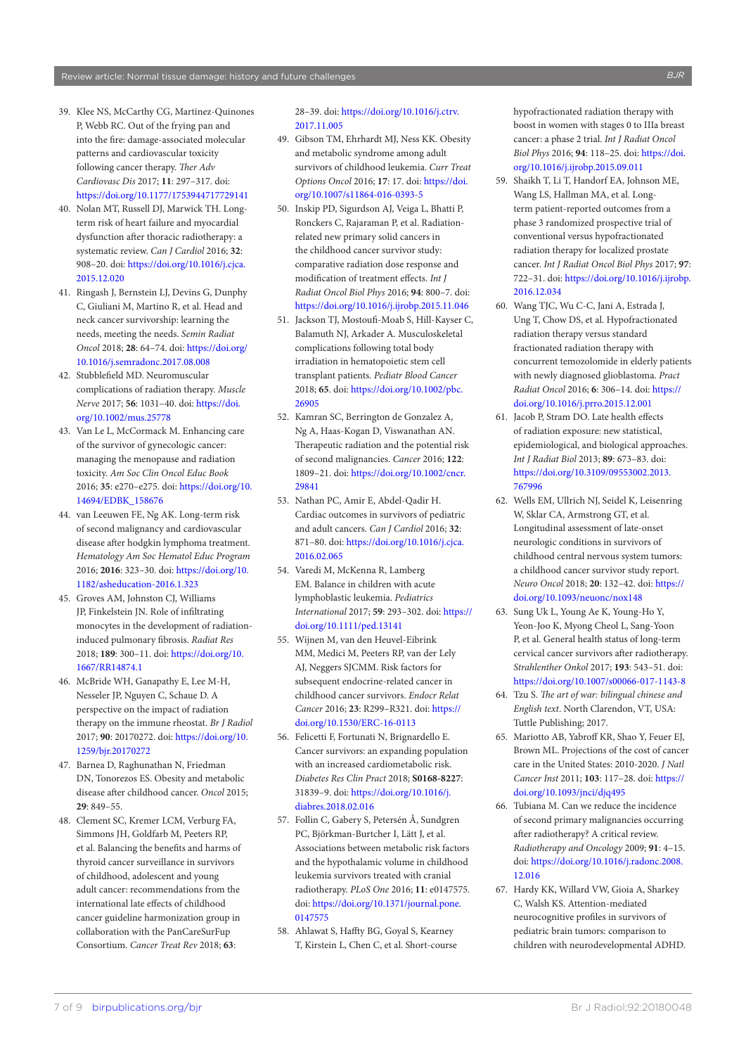39. Klee NS, McCarthy CG, Martinez-Quinones P, Webb RC. Out of the frying pan and into the fire: damage-associated molecular patterns and cardiovascular toxicity following cancer therapy. *Ther Adv Cardiovasc Dis* 2017; **11**: 297–317. doi: https://doi.org/10.1177/1753944717729141
40. Nolan MT, Russell DJ, Marwick TH. Long-term risk of heart failure and myocardial dysfunction after thoracic radiotherapy: a systematic review. *Can J Cardiol* 2016; **32**: 908–20. doi: https://doi.org/10.1016/j.cjca.2015.12.020
41. Ringash J, Bernstein LJ, Devins G, Dunphy C, Giuliani M, Martino R, et al. Head and neck cancer survivorship: learning the needs, meeting the needs. *Semin Radiat Oncol* 2018; **28**: 64–74. doi: https://doi.org/10.1016/j.semradonc.2017.08.008
42. Stubblefield MD. Neuromuscular complications of radiation therapy. *Muscle Nerve* 2017; **56**: 1031–40. doi: https://doi.org/10.1002/mus.25778
43. Van Le L, McCormack M. Enhancing care of the survivor of gynecologic cancer: managing the menopause and radiation toxicity. *Am Soc Clin Oncol Educ Book* 2016; **35**: e270–e275. doi: https://doi.org/10.14694/EDBK_158676
44. van Leeuwen FE, Ng AK. Long-term risk of second malignancy and cardiovascular disease after hodgkin lymphoma treatment. *Hematology Am Soc Hematol Educ Program* 2016; **2016**: 323–30. doi: https://doi.org/10.1182/asheducation-2016.1.323
45. Groves AM, Johnston CJ, Williams JP, Finkelstein JN. Role of infiltrating monocytes in the development of radiation-induced pulmonary fibrosis. *Radiat Res* 2018; **189**: 300–11. doi: https://doi.org/10.1667/RR14874.1
46. McBride WH, Ganapathy E, Lee M-H, Nesseler JP, Nguyen C, Schaue D. A perspective on the impact of radiation therapy on the immune rheostat. *Br J Radiol* 2017; **90**: 20170272. doi: https://doi.org/10.1259/bjr.20170272
47. Barnea D, Raghunathan N, Friedman DN, Tonorezos ES. Obesity and metabolic disease after childhood cancer. *Oncol* 2015; **29**: 849–55.
48. Clement SC, Kremer LCM, Verburg FA, Simmons JH, Goldfarb M, Peeters RP, et al. Balancing the benefits and harms of thyroid cancer surveillance in survivors of childhood, adolescent and young adult cancer: recommendations from the international late effects of childhood cancer guideline harmonization group in collaboration with the PanCareSurFup Consortium. *Cancer Treat Rev* 2018; **63**: 28–39. doi: https://doi.org/10.1016/j.ctrv.2017.11.005
49. Gibson TM, Ehrhardt MJ, Ness KK. Obesity and metabolic syndrome among adult survivors of childhood leukemia. *Curr Treat Options Oncol* 2016; **17**: 17. doi: https://doi.org/10.1007/s11864-016-0393-5
50. Inskip PD, Sigurdson AJ, Veiga L, Bhatti P, Ronckers C, Rajaraman P, et al. Radiation-related new primary solid cancers in the childhood cancer survivor study: comparative radiation dose response and modification of treatment effects. *Int J Radiat Oncol Biol Phys* 2016; **94**: 800–7. doi: https://doi.org/10.1016/j.ijrobp.2015.11.046
51. Jackson TJ, Mostoufi-Moab S, Hill-Kayser C, Balamuth NJ, Arkader A. Musculoskeletal complications following total body irradiation in hematopoietic stem cell transplant patients. *Pediatr Blood Cancer* 2018; **65**. doi: https://doi.org/10.1002/pbc.26905
52. Kamran SC, Berrington de Gonzalez A, Ng A, Haas-Kogan D, Viswanathan AN. Therapeutic radiation and the potential risk of second malignancies. *Cancer* 2016; **122**: 1809–21. doi: https://doi.org/10.1002/cncr.29841
53. Nathan PC, Amir E, Abdel-Qadir H. Cardiac outcomes in survivors of pediatric and adult cancers. *Can J Cardiol* 2016; **32**: 871–80. doi: https://doi.org/10.1016/j.cjca.2016.02.065
54. Varedi M, McKenna R, Lamberg EM. Balance in children with acute lymphoblastic leukemia. *Pediatrics International* 2017; **59**: 293–302. doi: https://doi.org/10.1111/ped.13141
55. Wijnen M, van den Heuvel-Eibrink MM, Medici M, Peeters RP, van der Lely AJ, Neggers SJCMM. Risk factors for subsequent endocrine-related cancer in childhood cancer survivors. *Endocr Relat Cancer* 2016; **23**: R299–R321. doi: https://doi.org/10.1530/ERC-16-0113
56. Felicetti F, Fortunati N, Brignardello E. Cancer survivors: an expanding population with an increased cardiometabolic risk. *Diabetes Res Clin Pract* 2018; **S0168-8227**: 31839–9. doi: https://doi.org/10.1016/j.diabres.2018.02.016
57. Follin C, Gabery S, Petersén Å, Sundgren PC, Björkman-Burtcher I, Lätt J, et al. Associations between metabolic risk factors and the hypothalamic volume in childhood leukemia survivors treated with cranial radiotherapy. *PLoS One* 2016; **11**: e0147575. doi: https://doi.org/10.1371/journal.pone.0147575
58. Ahlawat S, Haffty BG, Goyal S, Kearney T, Kirstein L, Chen C, et al. Short-course hypofractionated radiation therapy with boost in women with stages 0 to IIIa breast cancer: a phase 2 trial. *Int J Radiat Oncol Biol Phys* 2016; **94**: 118–25. doi: https://doi.org/10.1016/j.ijrobp.2015.09.011
59. Shaikh T, Li T, Handorf EA, Johnson ME, Wang LS, Hallman MA, et al. Long-term patient-reported outcomes from a phase 3 randomized prospective trial of conventional versus hypofractionated radiation therapy for localized prostate cancer. *Int J Radiat Oncol Biol Phys* 2017; **97**: 722–31. doi: https://doi.org/10.1016/j.ijrobp.2016.12.034
60. Wang TJC, Wu C-C, Jani A, Estrada J, Ung T, Chow DS, et al. Hypofractionated radiation therapy versus standard fractionated radiation therapy with concurrent temozolomide in elderly patients with newly diagnosed glioblastoma. *Pract Radiat Oncol* 2016; **6**: 306–14. doi: https://doi.org/10.1016/j.prro.2015.12.001
61. Jacob P, Stram DO. Late health effects of radiation exposure: new statistical, epidemiological, and biological approaches. *Int J Radiat Biol* 2013; **89**: 673–83. doi: https://doi.org/10.3109/09553002.2013.767996
62. Wells EM, Ullrich NJ, Seidel K, Leisenring W, Sklar CA, Armstrong GT, et al. Longitudinal assessment of late-onset neurologic conditions in survivors of childhood central nervous system tumors: a childhood cancer survivor study report. *Neuro Oncol* 2018; **20**: 132–42. doi: https://doi.org/10.1093/neuonc/nox148
63. Sung Uk L, Young Ae K, Young-Ho Y, Yeon-Joo K, Myong Cheol L, Sang-Yoon P, et al. General health status of long-term cervical cancer survivors after radiotherapy. *Strahlenther Onkol* 2017; **193**: 543–51. doi: https://doi.org/10.1007/s00066-017-1143-8
64. Tzu S. *The art of war: bilingual chinese and English text*. North Clarendon, VT, USA: Tuttle Publishing; 2017.
65. Mariotto AB, Yabroff KR, Shao Y, Feuer EJ, Brown ML. Projections of the cost of cancer care in the United States: 2010-2020. *J Natl Cancer Inst* 2011; **103**: 117–28. doi: https://doi.org/10.1093/jnci/djq495
66. Tubiana M. Can we reduce the incidence of second primary malignancies occurring after radiotherapy? A critical review. *Radiotherapy and Oncology* 2009; **91**: 4–15. doi: https://doi.org/10.1016/j.radonc.2008.12.016
67. Hardy KK, Willard VW, Gioia A, Sharkey C, Walsh KS. Attention-mediated neurocognitive profiles in survivors of pediatric brain tumors: comparison to children with neurodevelopmental ADHD.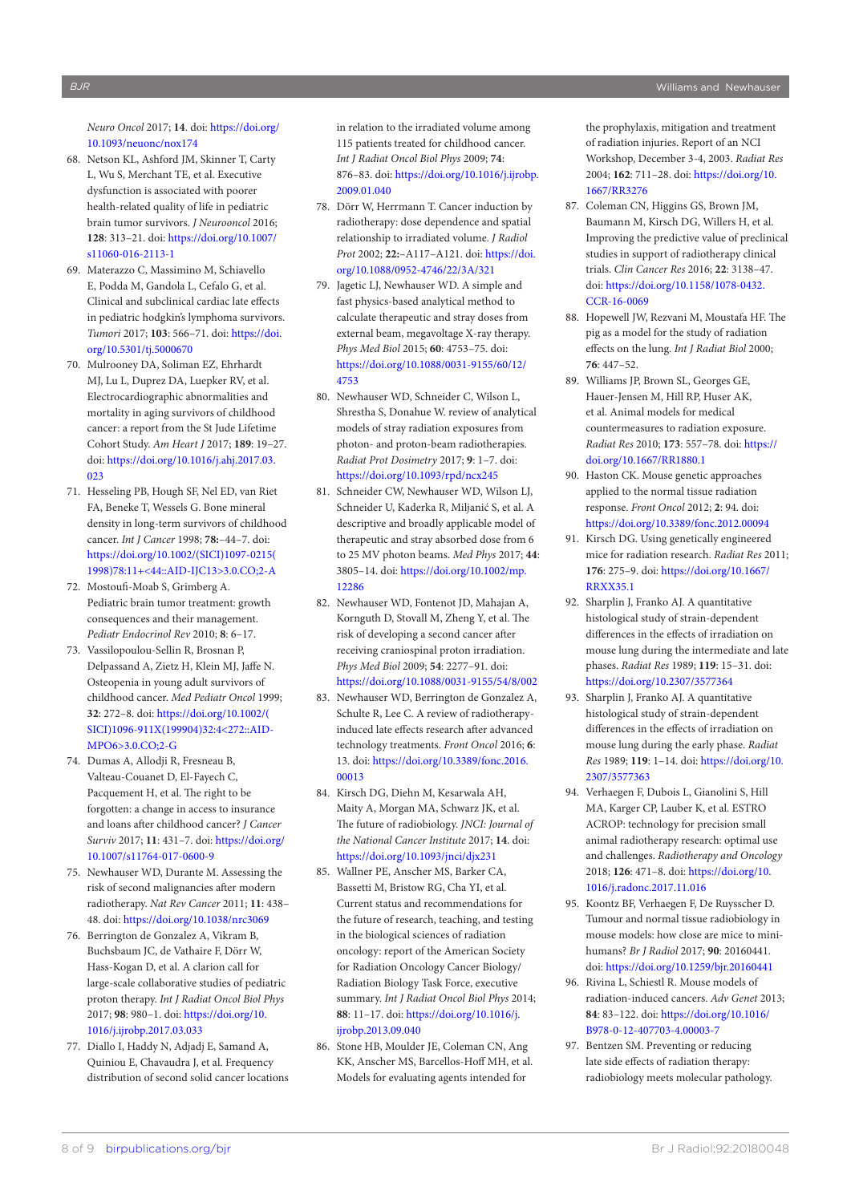*Neuro Oncol* 2017; **14**. doi: https://doi.org/10.1093/neuonc/nox174

68. Netson KL, Ashford JM, Skinner T, Carty L, Wu S, Merchant TE, et al. Executive dysfunction is associated with poorer health-related quality of life in pediatric brain tumor survivors. *J Neurooncol* 2016; **128**: 313–21. doi: https://doi.org/10.1007/s11060-016-2113-1
69. Materazzo C, Massimino M, Schiavello E, Podda M, Gandola L, Cefalo G, et al. Clinical and subclinical cardiac late effects in pediatric hodgkin's lymphoma survivors. *Tumori* 2017; **103**: 566–71. doi: https://doi.org/10.5301/tj.5000670
70. Mulrooney DA, Soliman EZ, Ehrhardt MJ, Lu L, Duprez DA, Luepker RV, et al. Electrocardiographic abnormalities and mortality in aging survivors of childhood cancer: a report from the St Jude Lifetime Cohort Study. *Am Heart J* 2017; **189**: 19–27. doi: https://doi.org/10.1016/j.ahj.2017.03.023
71. Hesseling PB, Hough SF, Nel ED, van Riet FA, Beneke T, Wessels G. Bone mineral density in long-term survivors of childhood cancer. *Int J Cancer* 1998; **78:**–44–7. doi: https://doi.org/10.1002/(SICI)1097-0215(1998)78:11+<44::AID-IJC13>3.0.CO;2-A
72. Mostoufi-Moab S, Grimberg A. Pediatric brain tumor treatment: growth consequences and their management. *Pediatr Endocrinol Rev* 2010; **8**: 6–17.
73. Vassilopoulou-Sellin R, Brosnan P, Delpassand A, Zietz H, Klein MJ, Jaffe N. Osteopenia in young adult survivors of childhood cancer. *Med Pediatr Oncol* 1999; **32**: 272–8. doi: https://doi.org/10.1002/(SICI)1096-911X(199904)32:4<272::AID-MPO6>3.0.CO;2-G
74. Dumas A, Allodji R, Fresneau B, Valteau-Couanet D, El-Fayech C, Pacquement H, et al. The right to be forgotten: a change in access to insurance and loans after childhood cancer? *J Cancer Surviv* 2017; **11**: 431–7. doi: https://doi.org/10.1007/s11764-017-0600-9
75. Newhauser WD, Durante M. Assessing the risk of second malignancies after modern radiotherapy. *Nat Rev Cancer* 2011; **11**: 438–48. doi: https://doi.org/10.1038/nrc3069
76. Berrington de Gonzalez A, Vikram B, Buchsbaum JC, de Vathaire F, Dörr W, Hass-Kogan D, et al. A clarion call for large-scale collaborative studies of pediatric proton therapy. *Int J Radiat Oncol Biol Phys* 2017; **98**: 980–1. doi: https://doi.org/10.1016/j.ijrobp.2017.03.033
77. Diallo I, Haddy N, Adjadj E, Samand A, Quiniou E, Chavaudra J, et al. Frequency distribution of second solid cancer locations in relation to the irradiated volume among 115 patients treated for childhood cancer. *Int J Radiat Oncol Biol Phys* 2009; **74**: 876–83. doi: https://doi.org/10.1016/j.ijrobp.2009.01.040
78. Dörr W, Herrmann T. Cancer induction by radiotherapy: dose dependence and spatial relationship to irradiated volume. *J Radiol Prot* 2002; **22:**–A117–A121. doi: https://doi.org/10.1088/0952-4746/22/3A/321
79. Jagetic LJ, Newhauser WD. A simple and fast physics-based analytical method to calculate therapeutic and stray doses from external beam, megavoltage X-ray therapy. *Phys Med Biol* 2015; **60**: 4753–75. doi: https://doi.org/10.1088/0031-9155/60/12/4753
80. Newhauser WD, Schneider C, Wilson L, Shrestha S, Donahue W. review of analytical models of stray radiation exposures from photon- and proton-beam radiotherapies. *Radiat Prot Dosimetry* 2017; **9**: 1–7. doi: https://doi.org/10.1093/rpd/ncx245
81. Schneider CW, Newhauser WD, Wilson LJ, Schneider U, Kaderka R, Miljanić S, et al. A descriptive and broadly applicable model of therapeutic and stray absorbed dose from 6 to 25 MV photon beams. *Med Phys* 2017; **44**: 3805–14. doi: https://doi.org/10.1002/mp.12286
82. Newhauser WD, Fontenot JD, Mahajan A, Kornguth D, Stovall M, Zheng Y, et al. The risk of developing a second cancer after receiving craniospinal proton irradiation. *Phys Med Biol* 2009; **54**: 2277–91. doi: https://doi.org/10.1088/0031-9155/54/8/002
83. Newhauser WD, Berrington de Gonzalez A, Schulte R, Lee C. A review of radiotherapy-induced late effects research after advanced technology treatments. *Front Oncol* 2016; **6**: 13. doi: https://doi.org/10.3389/fonc.2016.00013
84. Kirsch DG, Diehn M, Kesarwala AH, Maity A, Morgan MA, Schwarz JK, et al. The future of radiobiology. *JNCI: Journal of the National Cancer Institute* 2017; **14**. doi: https://doi.org/10.1093/jnci/djx231
85. Wallner PE, Anscher MS, Barker CA, Bassetti M, Bristow RG, Cha YI, et al. Current status and recommendations for the future of research, teaching, and testing in the biological sciences of radiation oncology: report of the American Society for Radiation Oncology Cancer Biology/Radiation Biology Task Force, executive summary. *Int J Radiat Oncol Biol Phys* 2014; **88**: 11–17. doi: https://doi.org/10.1016/j.ijrobp.2013.09.040
86. Stone HB, Moulder JE, Coleman CN, Ang KK, Anscher MS, Barcellos-Hoff MH, et al. Models for evaluating agents intended for the prophylaxis, mitigation and treatment of radiation injuries. Report of an NCI Workshop, December 3-4, 2003. *Radiat Res* 2004; **162**: 711–28. doi: https://doi.org/10.1667/RR3276
87. Coleman CN, Higgins GS, Brown JM, Baumann M, Kirsch DG, Willers H, et al. Improving the predictive value of preclinical studies in support of radiotherapy clinical trials. *Clin Cancer Res* 2016; **22**: 3138–47. doi: https://doi.org/10.1158/1078-0432.CCR-16-0069
88. Hopewell JW, Rezvani M, Moustafa HF. The pig as a model for the study of radiation effects on the lung. *Int J Radiat Biol* 2000; **76**: 447–52.
89. Williams JP, Brown SL, Georges GE, Hauer-Jensen M, Hill RP, Huser AK, et al. Animal models for medical countermeasures to radiation exposure. *Radiat Res* 2010; **173**: 557–78. doi: https://doi.org/10.1667/RR1880.1
90. Haston CK. Mouse genetic approaches applied to the normal tissue radiation response. *Front Oncol* 2012; **2**: 94. doi: https://doi.org/10.3389/fonc.2012.00094
91. Kirsch DG. Using genetically engineered mice for radiation research. *Radiat Res* 2011; **176**: 275–9. doi: https://doi.org/10.1667/RRXX35.1
92. Sharplin J, Franko AJ. A quantitative histological study of strain-dependent differences in the effects of irradiation on mouse lung during the intermediate and late phases. *Radiat Res* 1989; **119**: 15–31. doi: https://doi.org/10.2307/3577364
93. Sharplin J, Franko AJ. A quantitative histological study of strain-dependent differences in the effects of irradiation on mouse lung during the early phase. *Radiat Res* 1989; **119**: 1–14. doi: https://doi.org/10.2307/3577363
94. Verhaegen F, Dubois L, Gianolini S, Hill MA, Karger CP, Lauber K, et al. ESTRO ACROP: technology for precision small animal radiotherapy research: optimal use and challenges. *Radiotherapy and Oncology* 2018; **126**: 471–8. doi: https://doi.org/10.1016/j.radonc.2017.11.016
95. Koontz BF, Verhaegen F, De Ruysscher D. Tumour and normal tissue radiobiology in mouse models: how close are mice to mini-humans? *Br J Radiol* 2017; **90**: 20160441. doi: https://doi.org/10.1259/bjr.20160441
96. Rivina L, Schiestl R. Mouse models of radiation-induced cancers. *Adv Genet* 2013; **84**: 83–122. doi: https://doi.org/10.1016/B978-0-12-407703-4.00003-7
97. Bentzen SM. Preventing or reducing late side effects of radiation therapy: radiobiology meets molecular pathology.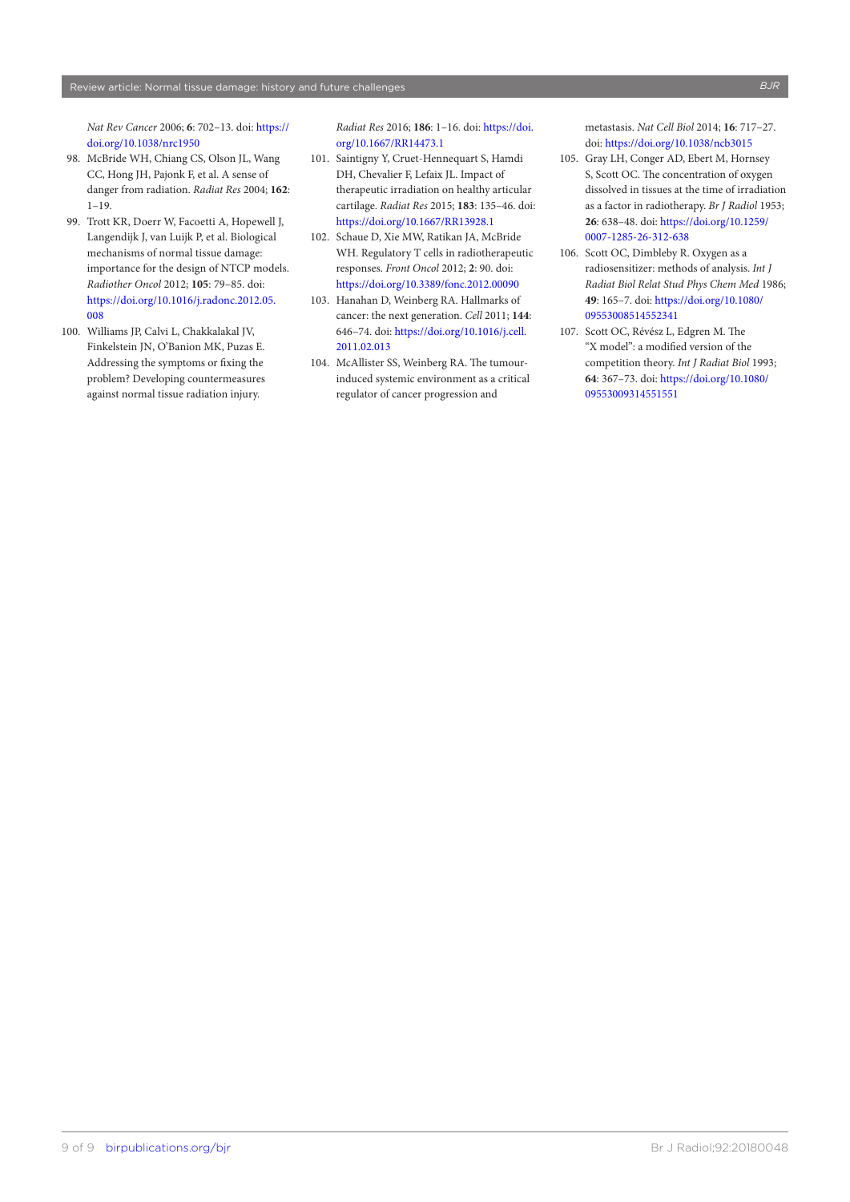*Nat Rev Cancer* 2006; **6**: 702–13. doi: https://doi.org/10.1038/nrc1950

98. McBride WH, Chiang CS, Olson JL, Wang CC, Hong JH, Pajonk F, et al. A sense of danger from radiation. *Radiat Res* 2004; **162**: 1–19.
99. Trott KR, Doerr W, Facoetti A, Hopewell J, Langendijk J, van Luijk P, et al. Biological mechanisms of normal tissue damage: importance for the design of NTCP models. *Radiother Oncol* 2012; **105**: 79–85. doi: https://doi.org/10.1016/j.radonc.2012.05.008
100. Williams JP, Calvi L, Chakkalakal JV, Finkelstein JN, O'Banion MK, Puzas E. Addressing the symptoms or fixing the problem? Developing countermeasures against normal tissue radiation injury. *Radiat Res* 2016; **186**: 1–16. doi: https://doi.org/10.1667/RR14473.1
101. Saintigny Y, Cruet-Hennequart S, Hamdi DH, Chevalier F, Lefaix JL. Impact of therapeutic irradiation on healthy articular cartilage. *Radiat Res* 2015; **183**: 135–46. doi: https://doi.org/10.1667/RR13928.1
102. Schaue D, Xie MW, Ratikan JA, McBride WH. Regulatory T cells in radiotherapeutic responses. *Front Oncol* 2012; **2**: 90. doi: https://doi.org/10.3389/fonc.2012.00090
103. Hanahan D, Weinberg RA. Hallmarks of cancer: the next generation. *Cell* 2011; **144**: 646–74. doi: https://doi.org/10.1016/j.cell.2011.02.013
104. McAllister SS, Weinberg RA. The tumour-induced systemic environment as a critical regulator of cancer progression and metastasis. *Nat Cell Biol* 2014; **16**: 717–27. doi: https://doi.org/10.1038/ncb3015
105. Gray LH, Conger AD, Ebert M, Hornsey S, Scott OC. The concentration of oxygen dissolved in tissues at the time of irradiation as a factor in radiotherapy. *Br J Radiol* 1953; **26**: 638–48. doi: https://doi.org/10.1259/0007-1285-26-312-638
106. Scott OC, Dimbleby R. Oxygen as a radiosensitizer: methods of analysis. *Int J Radiat Biol Relat Stud Phys Chem Med* 1986; **49**: 165–7. doi: https://doi.org/10.1080/09553008514552341
107. Scott OC, Révész L, Edgren M. The "X model": a modified version of the competition theory. *Int J Radiat Biol* 1993; **64**: 367–73. doi: https://doi.org/10.1080/09553009314551551